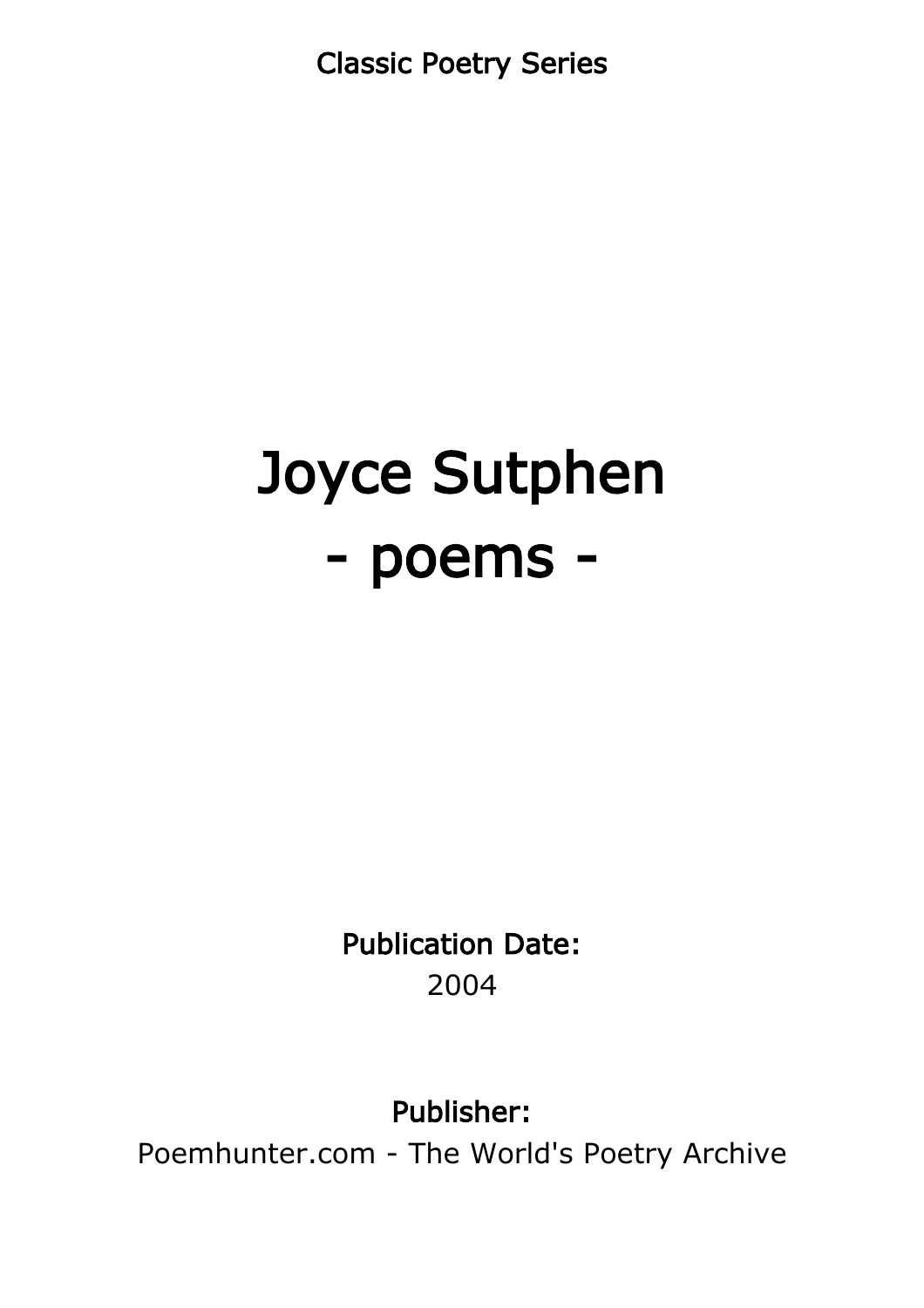Classic Poetry Series

# Joyce Sutphen
# - poems -

**Publication Date:**
2004

**Publisher:**
Poemhunter.com - The World's Poetry Archive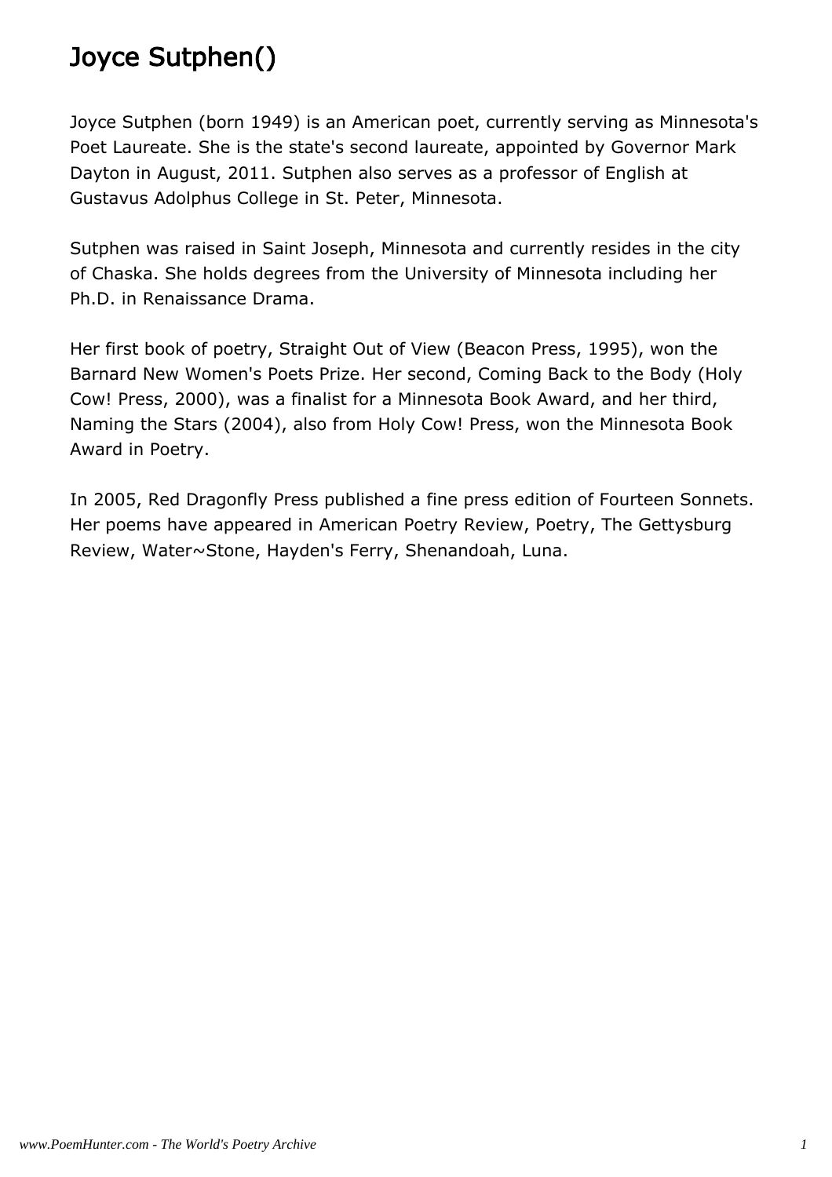# Joyce Sutphen()

Joyce Sutphen (born 1949) is an American poet, currently serving as Minnesota's Poet Laureate. She is the state's second laureate, appointed by Governor Mark Dayton in August, 2011. Sutphen also serves as a professor of English at Gustavus Adolphus College in St. Peter, Minnesota.

Sutphen was raised in Saint Joseph, Minnesota and currently resides in the city of Chaska. She holds degrees from the University of Minnesota including her Ph.D. in Renaissance Drama.

Her first book of poetry, Straight Out of View (Beacon Press, 1995), won the Barnard New Women's Poets Prize. Her second, Coming Back to the Body (Holy Cow! Press, 2000), was a finalist for a Minnesota Book Award, and her third, Naming the Stars (2004), also from Holy Cow! Press, won the Minnesota Book Award in Poetry.

In 2005, Red Dragonfly Press published a fine press edition of Fourteen Sonnets. Her poems have appeared in American Poetry Review, Poetry, The Gettysburg Review, Water~Stone, Hayden's Ferry, Shenandoah, Luna.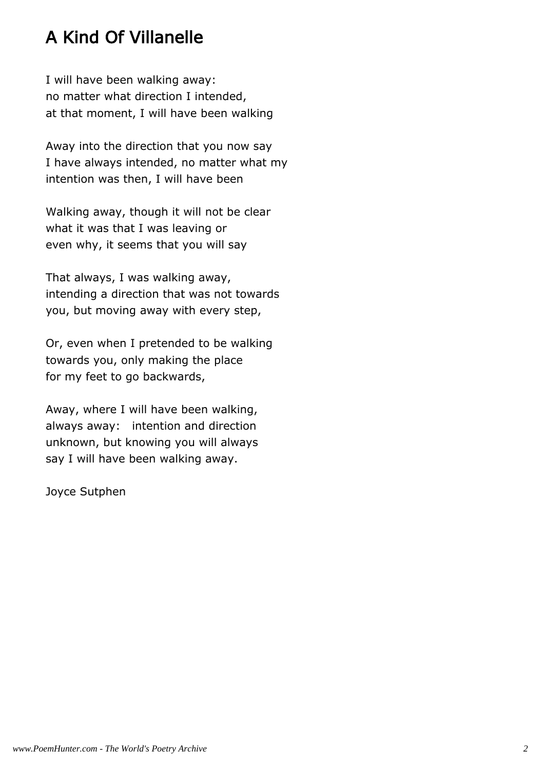# A Kind Of Villanelle

I will have been walking away:  
no matter what direction I intended,  
at that moment, I will have been walking

Away into the direction that you now say  
I have always intended, no matter what my  
intention was then, I will have been

Walking away, though it will not be clear  
what it was that I was leaving or  
even why, it seems that you will say

That always, I was walking away,  
intending a direction that was not towards  
you, but moving away with every step,

Or, even when I pretended to be walking  
towards you, only making the place  
for my feet to go backwards,

Away, where I will have been walking,  
always away:   intention and direction  
unknown, but knowing you will always  
say I will have been walking away.

Joyce Sutphen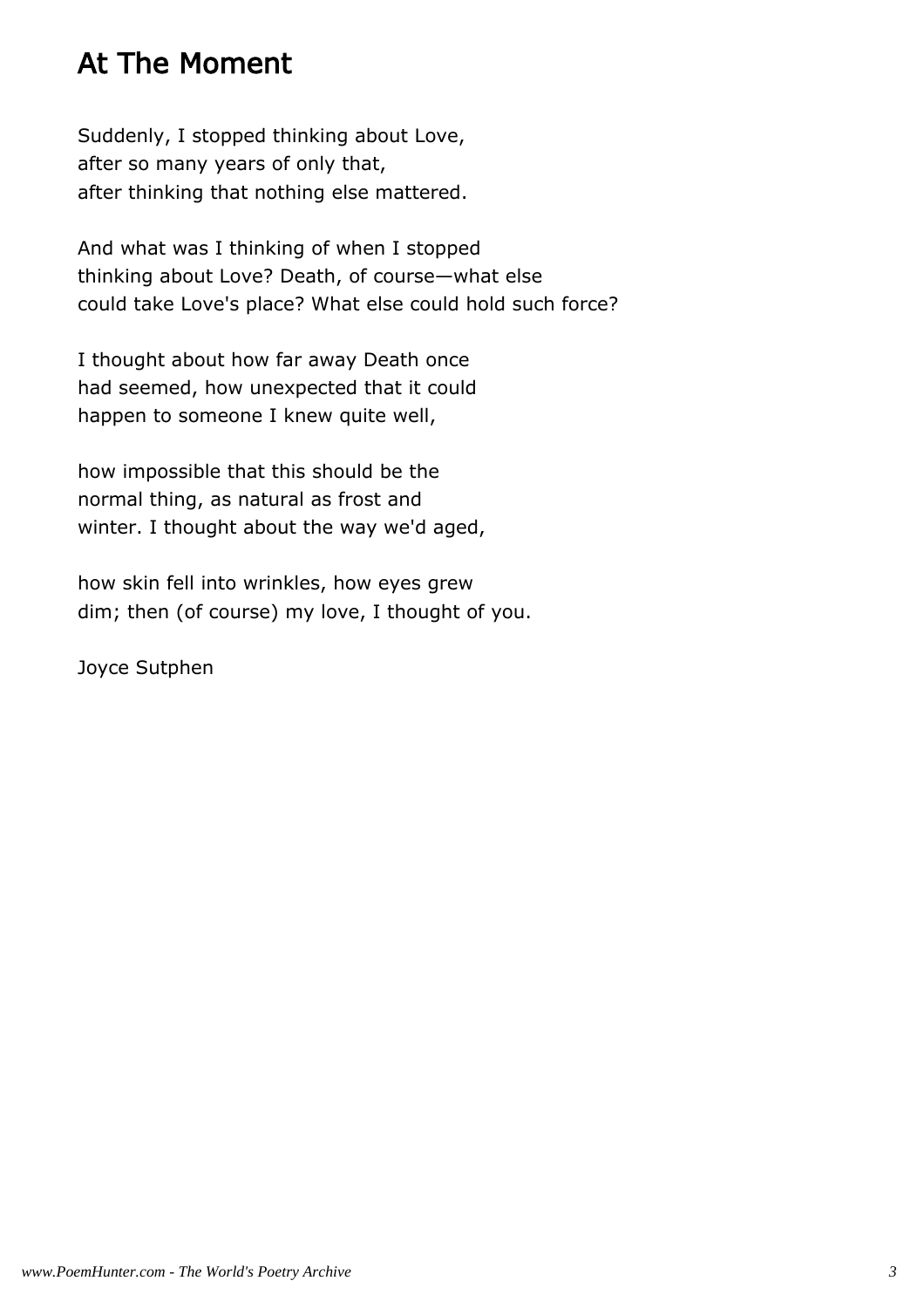## At The Moment

Suddenly, I stopped thinking about Love,
after so many years of only that,
after thinking that nothing else mattered.

And what was I thinking of when I stopped
thinking about Love? Death, of course—what else
could take Love's place? What else could hold such force?

I thought about how far away Death once
had seemed, how unexpected that it could
happen to someone I knew quite well,

how impossible that this should be the
normal thing, as natural as frost and
winter. I thought about the way we'd aged,

how skin fell into wrinkles, how eyes grew
dim; then (of course) my love, I thought of you.

Joyce Sutphen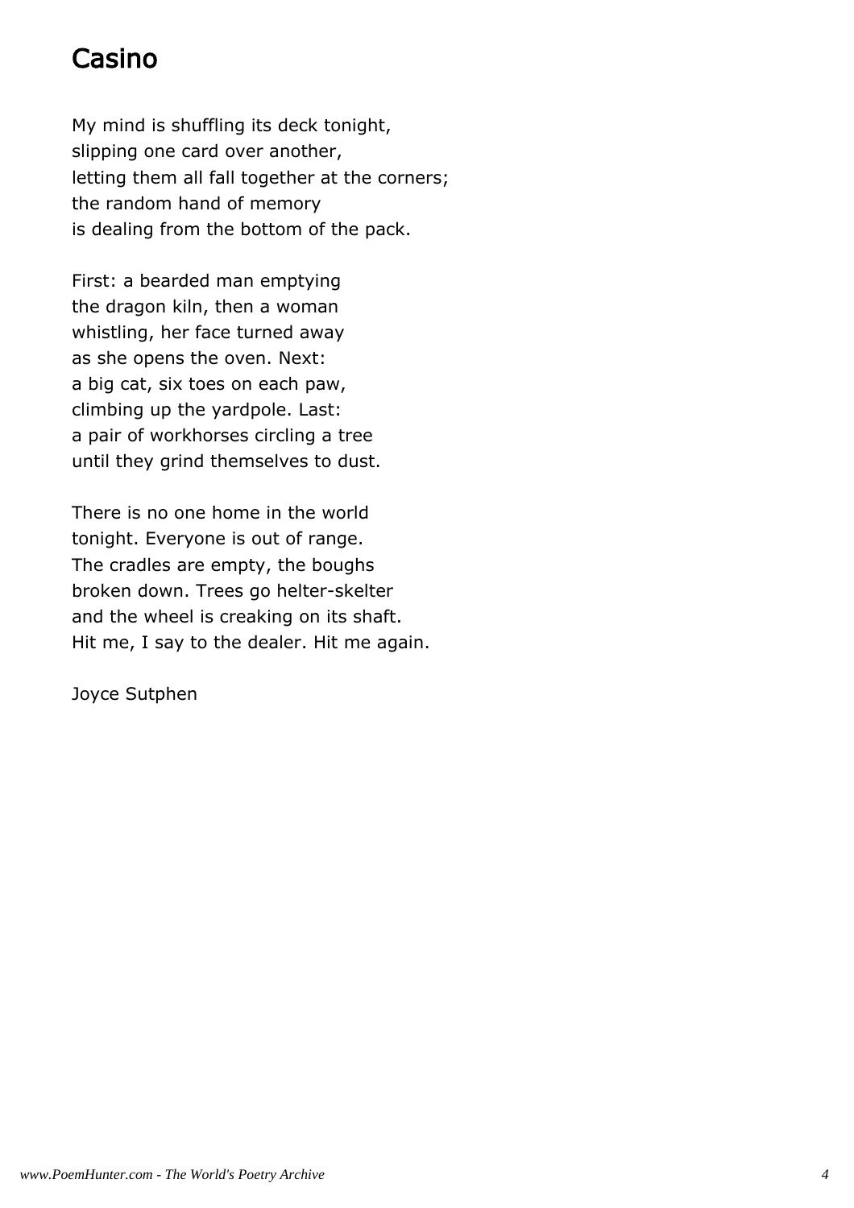# Casino

My mind is shuffling its deck tonight,
slipping one card over another,
letting them all fall together at the corners;
the random hand of memory
is dealing from the bottom of the pack.

First: a bearded man emptying
the dragon kiln, then a woman
whistling, her face turned away
as she opens the oven. Next:
a big cat, six toes on each paw,
climbing up the yardpole. Last:
a pair of workhorses circling a tree
until they grind themselves to dust.

There is no one home in the world
tonight. Everyone is out of range.
The cradles are empty, the boughs
broken down. Trees go helter-skelter
and the wheel is creaking on its shaft.
Hit me, I say to the dealer. Hit me again.

Joyce Sutphen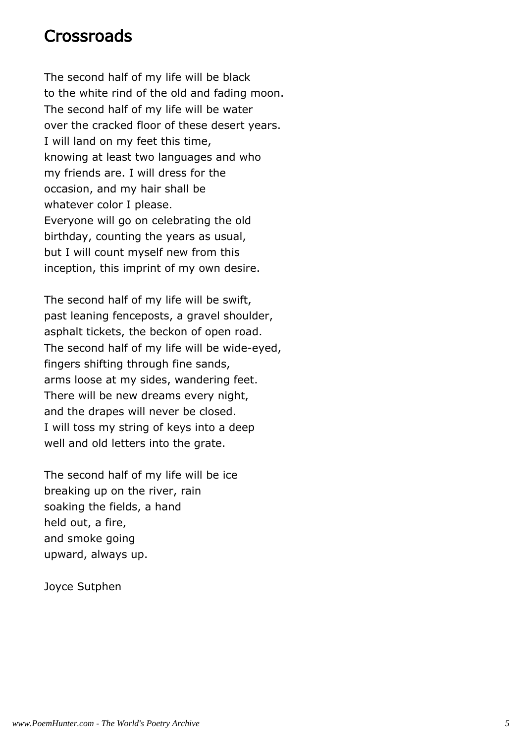# Crossroads

The second half of my life will be black  
to the white rind of the old and fading moon.  
The second half of my life will be water  
over the cracked floor of these desert years.  
I will land on my feet this time,  
knowing at least two languages and who  
my friends are. I will dress for the  
occasion, and my hair shall be  
whatever color I please.  
Everyone will go on celebrating the old  
birthday, counting the years as usual,  
but I will count myself new from this  
inception, this imprint of my own desire.

The second half of my life will be swift,  
past leaning fenceposts, a gravel shoulder,  
asphalt tickets, the beckon of open road.  
The second half of my life will be wide-eyed,  
fingers shifting through fine sands,  
arms loose at my sides, wandering feet.  
There will be new dreams every night,  
and the drapes will never be closed.  
I will toss my string of keys into a deep  
well and old letters into the grate.

The second half of my life will be ice  
breaking up on the river, rain  
soaking the fields, a hand  
held out, a fire,  
and smoke going  
upward, always up.

Joyce Sutphen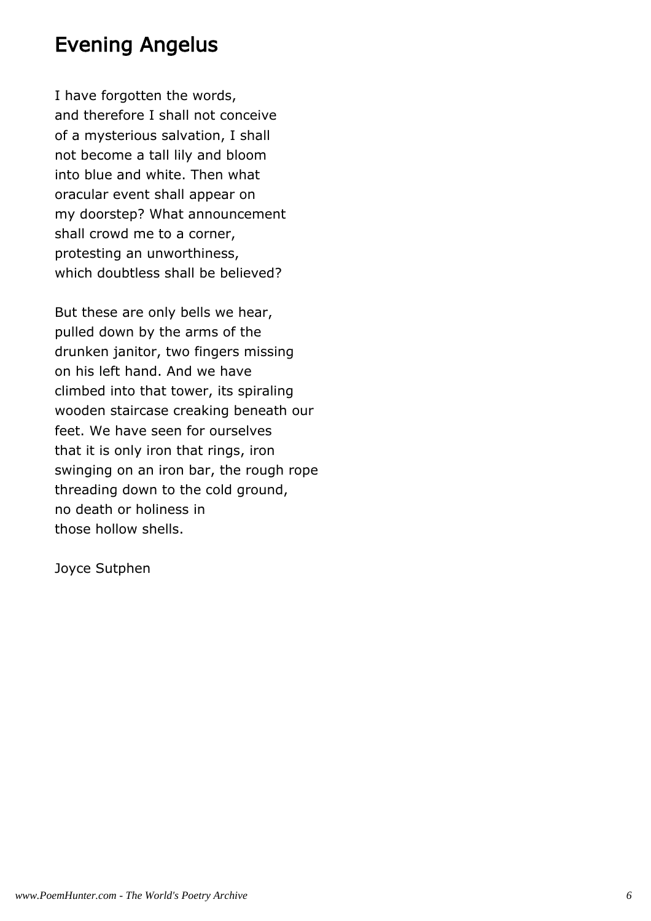# Evening Angelus

I have forgotten the words,
and therefore I shall not conceive
of a mysterious salvation, I shall
not become a tall lily and bloom
into blue and white. Then what
oracular event shall appear on
my doorstep? What announcement
shall crowd me to a corner,
protesting an unworthiness,
which doubtless shall be believed?

But these are only bells we hear,
pulled down by the arms of the
drunken janitor, two fingers missing
on his left hand. And we have
climbed into that tower, its spiraling
wooden staircase creaking beneath our
feet. We have seen for ourselves
that it is only iron that rings, iron
swinging on an iron bar, the rough rope
threading down to the cold ground,
no death or holiness in
those hollow shells.

Joyce Sutphen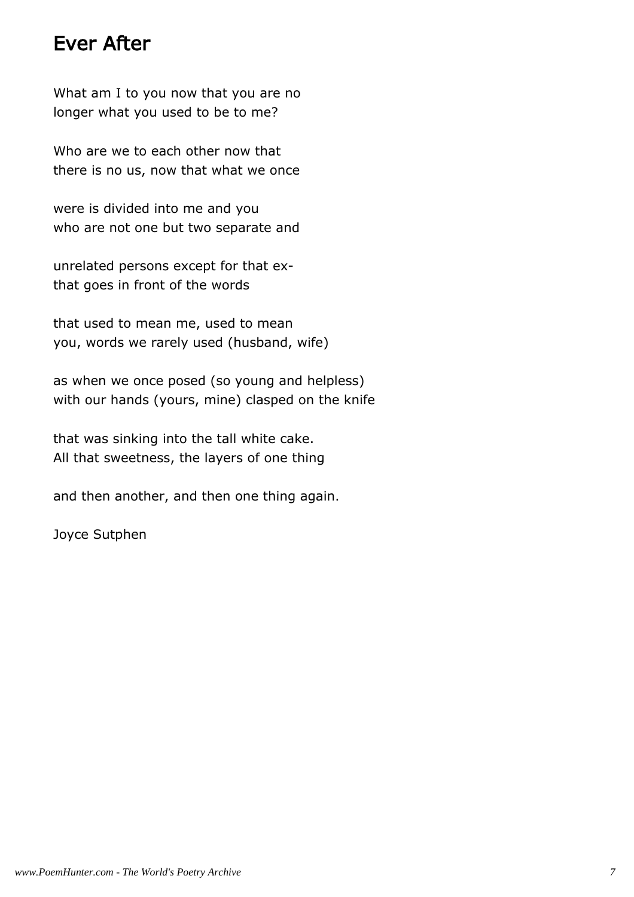## Ever After

What am I to you now that you are no
longer what you used to be to me?

Who are we to each other now that
there is no us, now that what we once

were is divided into me and you
who are not one but two separate and

unrelated persons except for that ex-
that goes in front of the words

that used to mean me, used to mean
you, words we rarely used (husband, wife)

as when we once posed (so young and helpless)
with our hands (yours, mine) clasped on the knife

that was sinking into the tall white cake.
All that sweetness, the layers of one thing

and then another, and then one thing again.

Joyce Sutphen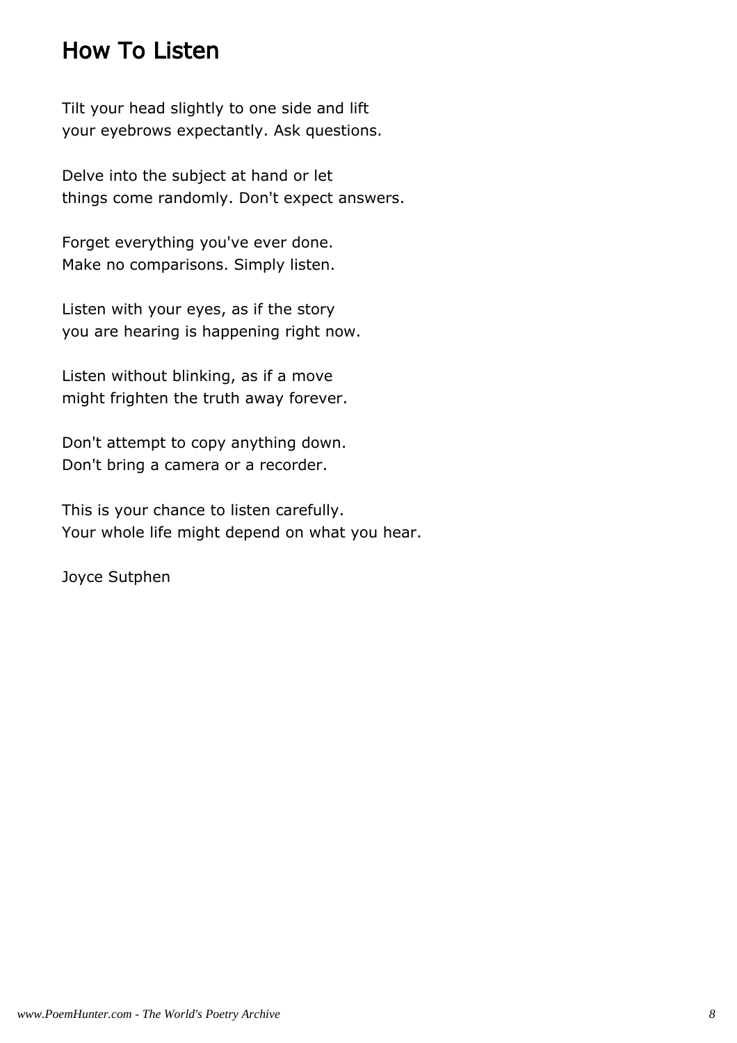## How To Listen

Tilt your head slightly to one side and lift
your eyebrows expectantly. Ask questions.

Delve into the subject at hand or let
things come randomly. Don't expect answers.

Forget everything you've ever done.
Make no comparisons. Simply listen.

Listen with your eyes, as if the story
you are hearing is happening right now.

Listen without blinking, as if a move
might frighten the truth away forever.

Don't attempt to copy anything down.
Don't bring a camera or a recorder.

This is your chance to listen carefully.
Your whole life might depend on what you hear.

Joyce Sutphen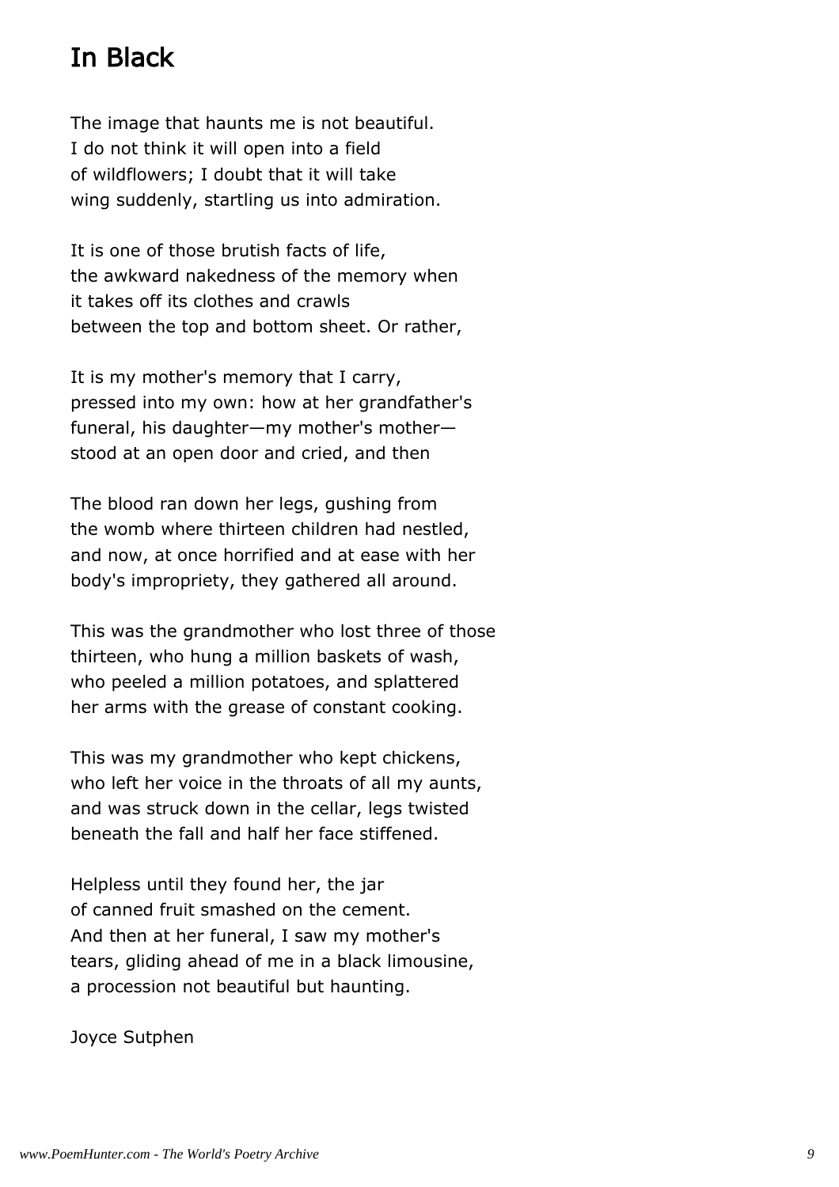# In Black

The image that haunts me is not beautiful.
I do not think it will open into a field
of wildflowers; I doubt that it will take
wing suddenly, startling us into admiration.

It is one of those brutish facts of life,
the awkward nakedness of the memory when
it takes off its clothes and crawls
between the top and bottom sheet. Or rather,

It is my mother's memory that I carry,
pressed into my own: how at her grandfather's
funeral, his daughter—my mother's mother—
stood at an open door and cried, and then

The blood ran down her legs, gushing from
the womb where thirteen children had nestled,
and now, at once horrified and at ease with her
body's impropriety, they gathered all around.

This was the grandmother who lost three of those
thirteen, who hung a million baskets of wash,
who peeled a million potatoes, and splattered
her arms with the grease of constant cooking.

This was my grandmother who kept chickens,
who left her voice in the throats of all my aunts,
and was struck down in the cellar, legs twisted
beneath the fall and half her face stiffened.

Helpless until they found her, the jar
of canned fruit smashed on the cement.
And then at her funeral, I saw my mother's
tears, gliding ahead of me in a black limousine,
a procession not beautiful but haunting.

Joyce Sutphen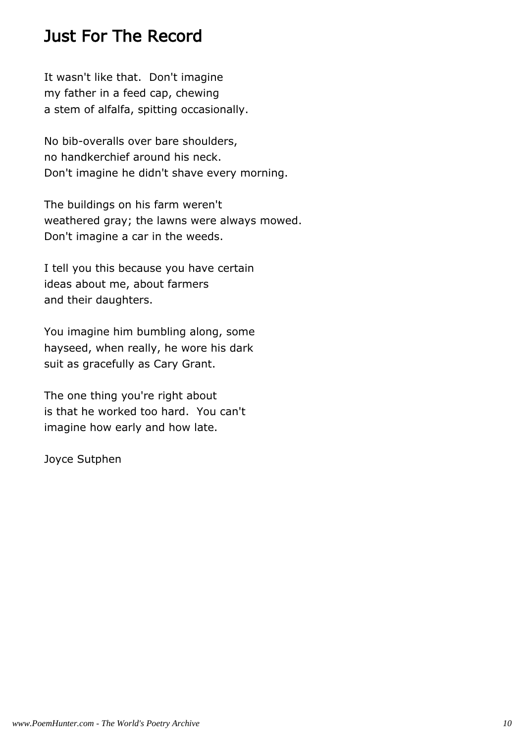## Just For The Record

It wasn't like that. Don't imagine  
my father in a feed cap, chewing  
a stem of alfalfa, spitting occasionally.

No bib-overalls over bare shoulders,  
no handkerchief around his neck.  
Don't imagine he didn't shave every morning.

The buildings on his farm weren't  
weathered gray; the lawns were always mowed.  
Don't imagine a car in the weeds.

I tell you this because you have certain  
ideas about me, about farmers  
and their daughters.

You imagine him bumbling along, some  
hayseed, when really, he wore his dark  
suit as gracefully as Cary Grant.

The one thing you're right about  
is that he worked too hard. You can't  
imagine how early and how late.

Joyce Sutphen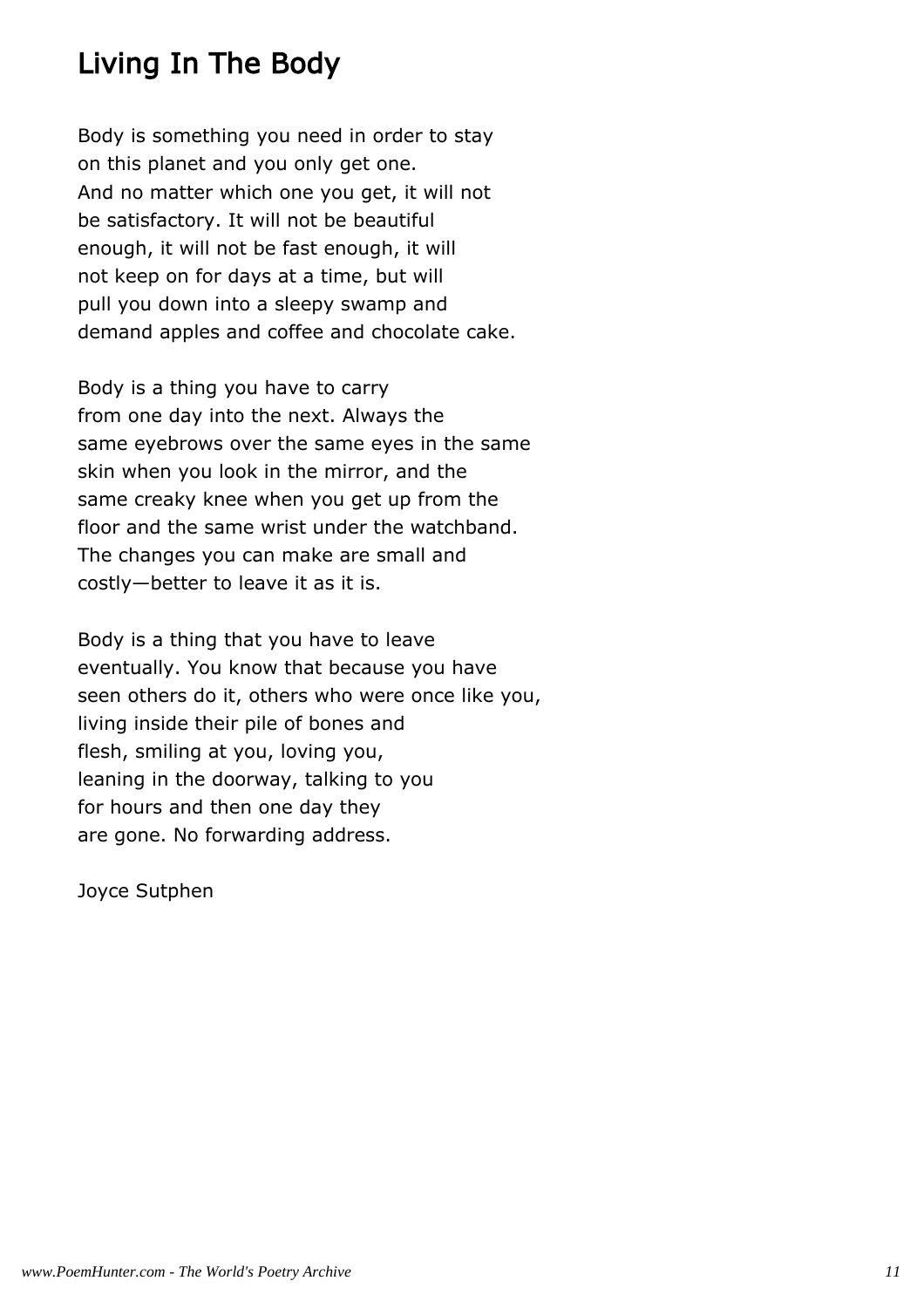## Living In The Body

Body is something you need in order to stay
on this planet and you only get one.
And no matter which one you get, it will not
be satisfactory. It will not be beautiful
enough, it will not be fast enough, it will
not keep on for days at a time, but will
pull you down into a sleepy swamp and
demand apples and coffee and chocolate cake.

Body is a thing you have to carry
from one day into the next. Always the
same eyebrows over the same eyes in the same
skin when you look in the mirror, and the
same creaky knee when you get up from the
floor and the same wrist under the watchband.
The changes you can make are small and
costly—better to leave it as it is.

Body is a thing that you have to leave
eventually. You know that because you have
seen others do it, others who were once like you,
living inside their pile of bones and
flesh, smiling at you, loving you,
leaning in the doorway, talking to you
for hours and then one day they
are gone. No forwarding address.

Joyce Sutphen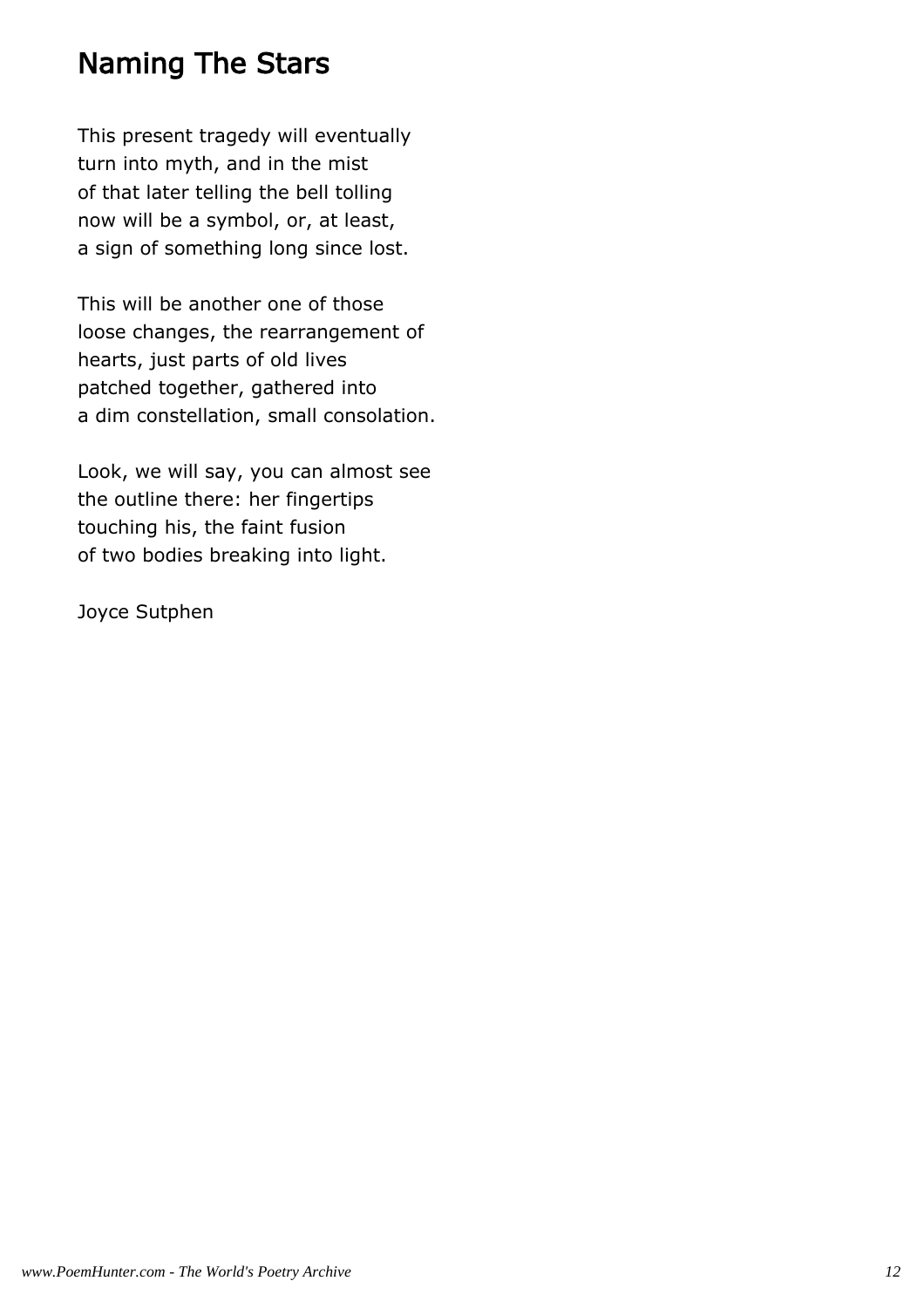# Naming The Stars

This present tragedy will eventually
turn into myth, and in the mist
of that later telling the bell tolling
now will be a symbol, or, at least,
a sign of something long since lost.

This will be another one of those
loose changes, the rearrangement of
hearts, just parts of old lives
patched together, gathered into
a dim constellation, small consolation.

Look, we will say, you can almost see
the outline there: her fingertips
touching his, the faint fusion
of two bodies breaking into light.

Joyce Sutphen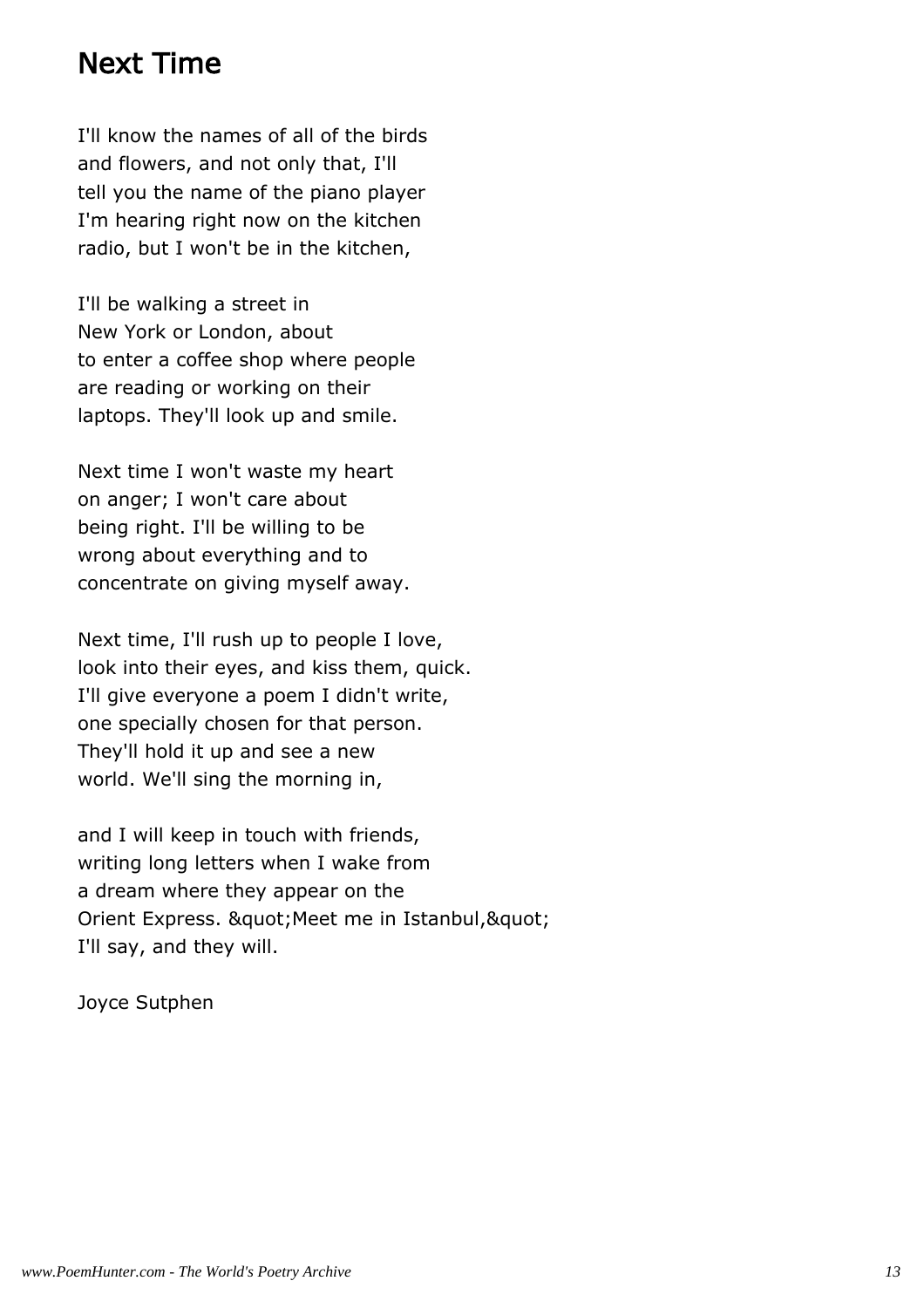## Next Time

I'll know the names of all of the birds  
and flowers, and not only that, I'll  
tell you the name of the piano player  
I'm hearing right now on the kitchen  
radio, but I won't be in the kitchen,

I'll be walking a street in  
New York or London, about  
to enter a coffee shop where people  
are reading or working on their  
laptops. They'll look up and smile.

Next time I won't waste my heart  
on anger; I won't care about  
being right. I'll be willing to be  
wrong about everything and to  
concentrate on giving myself away.

Next time, I'll rush up to people I love,  
look into their eyes, and kiss them, quick.  
I'll give everyone a poem I didn't write,  
one specially chosen for that person.  
They'll hold it up and see a new  
world. We'll sing the morning in,

and I will keep in touch with friends,  
writing long letters when I wake from  
a dream where they appear on the  
Orient Express. &quot;Meet me in Istanbul,&quot;  
I'll say, and they will.

Joyce Sutphen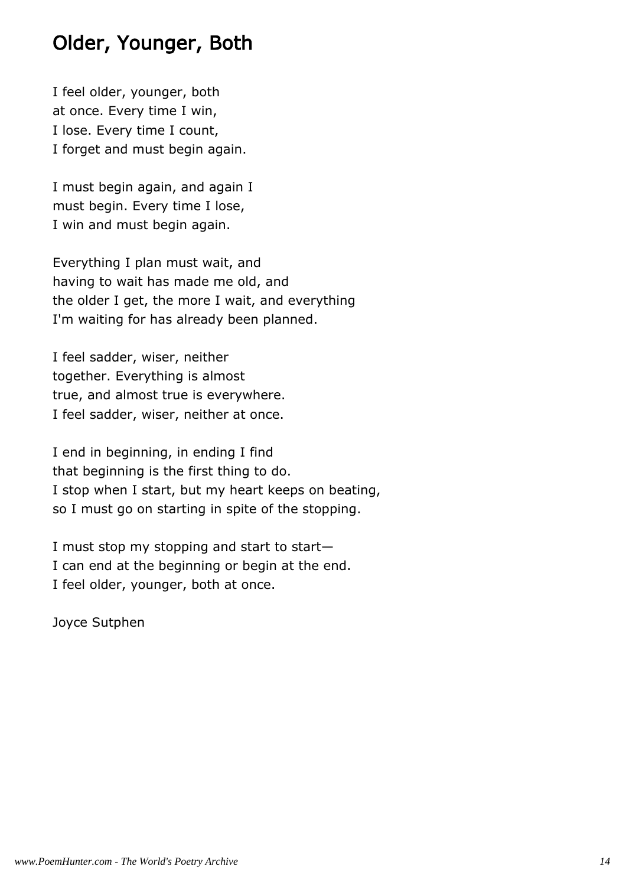## Older, Younger, Both

I feel older, younger, both  
at once. Every time I win,  
I lose. Every time I count,  
I forget and must begin again.

I must begin again, and again I  
must begin. Every time I lose,  
I win and must begin again.

Everything I plan must wait, and  
having to wait has made me old, and  
the older I get, the more I wait, and everything  
I'm waiting for has already been planned.

I feel sadder, wiser, neither  
together. Everything is almost  
true, and almost true is everywhere.  
I feel sadder, wiser, neither at once.

I end in beginning, in ending I find  
that beginning is the first thing to do.  
I stop when I start, but my heart keeps on beating,  
so I must go on starting in spite of the stopping.

I must stop my stopping and start to start—  
I can end at the beginning or begin at the end.  
I feel older, younger, both at once.

Joyce Sutphen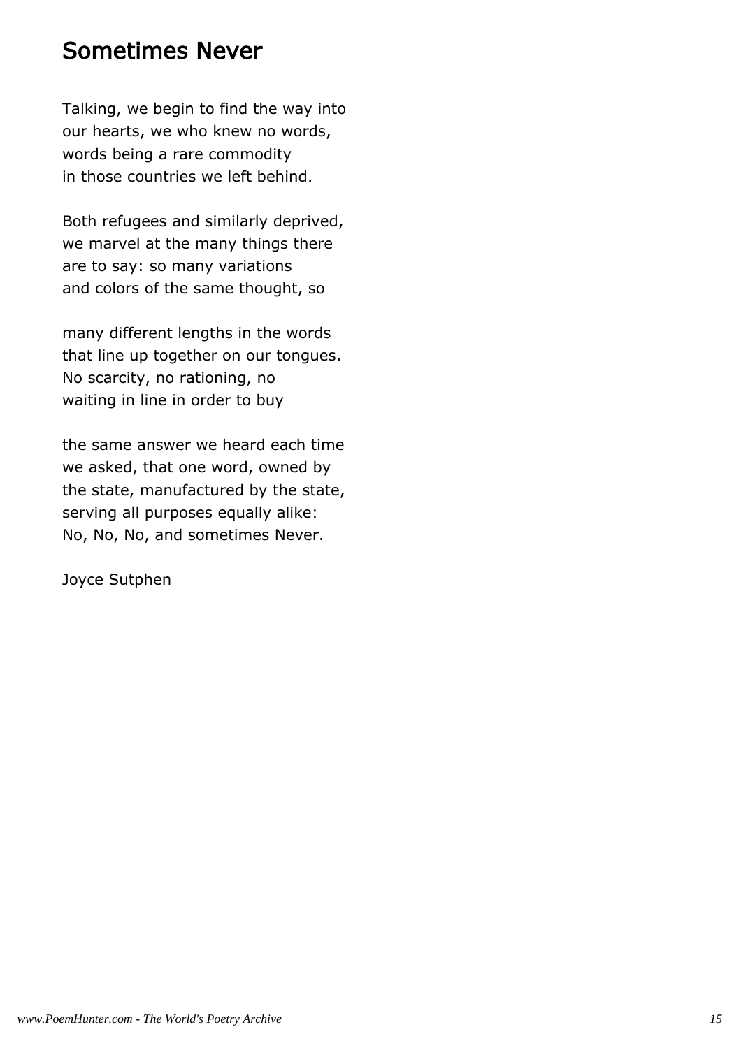## Sometimes Never

Talking, we begin to find the way into
our hearts, we who knew no words,
words being a rare commodity
in those countries we left behind.

Both refugees and similarly deprived,
we marvel at the many things there
are to say: so many variations
and colors of the same thought, so

many different lengths in the words
that line up together on our tongues.
No scarcity, no rationing, no
waiting in line in order to buy

the same answer we heard each time
we asked, that one word, owned by
the state, manufactured by the state,
serving all purposes equally alike:
No, No, No, and sometimes Never.

Joyce Sutphen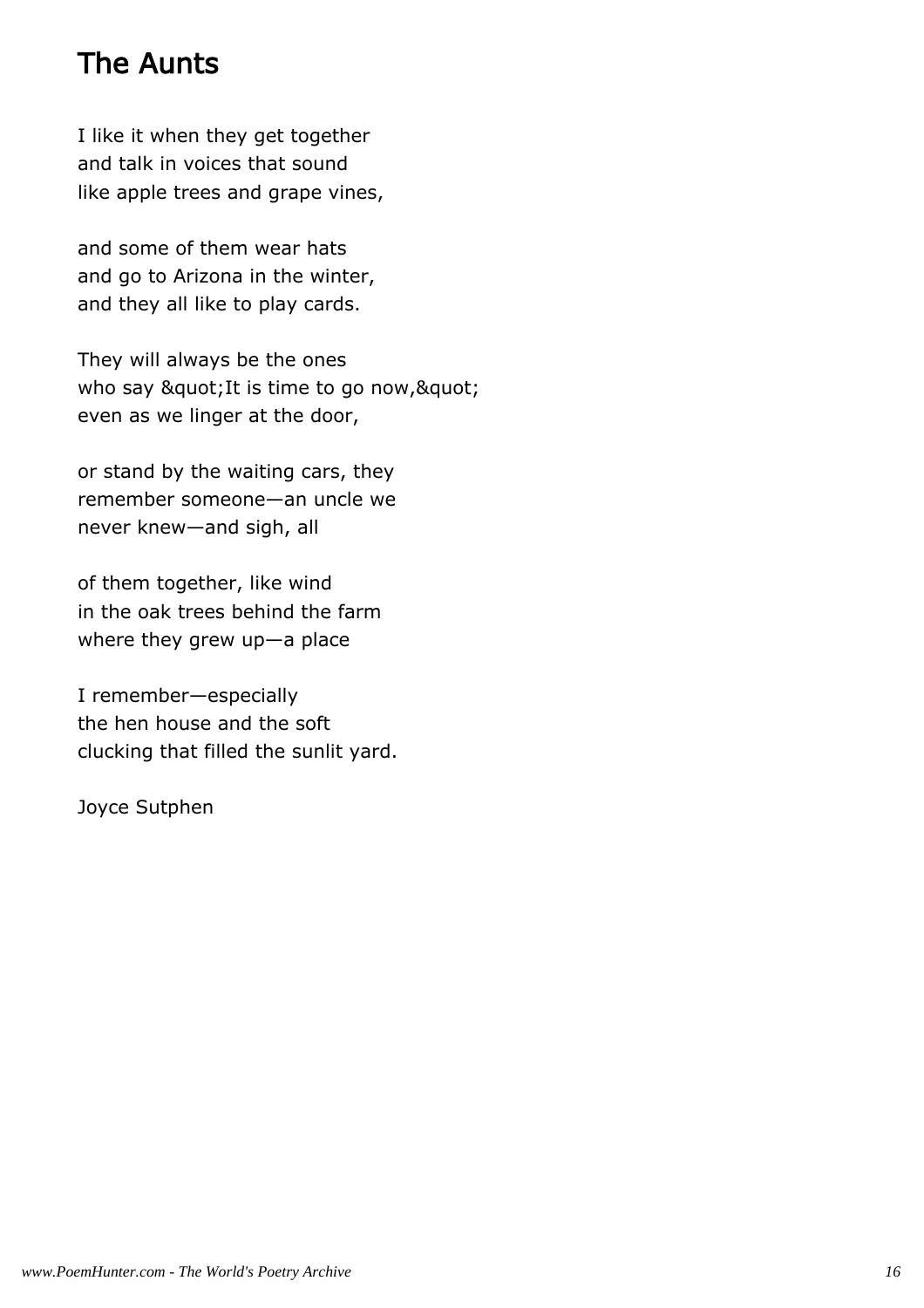# The Aunts

I like it when they get together
and talk in voices that sound
like apple trees and grape vines,

and some of them wear hats
and go to Arizona in the winter,
and they all like to play cards.

They will always be the ones
who say &quot;It is time to go now,&quot;
even as we linger at the door,

or stand by the waiting cars, they
remember someone—an uncle we
never knew—and sigh, all

of them together, like wind
in the oak trees behind the farm
where they grew up—a place

I remember—especially
the hen house and the soft
clucking that filled the sunlit yard.

Joyce Sutphen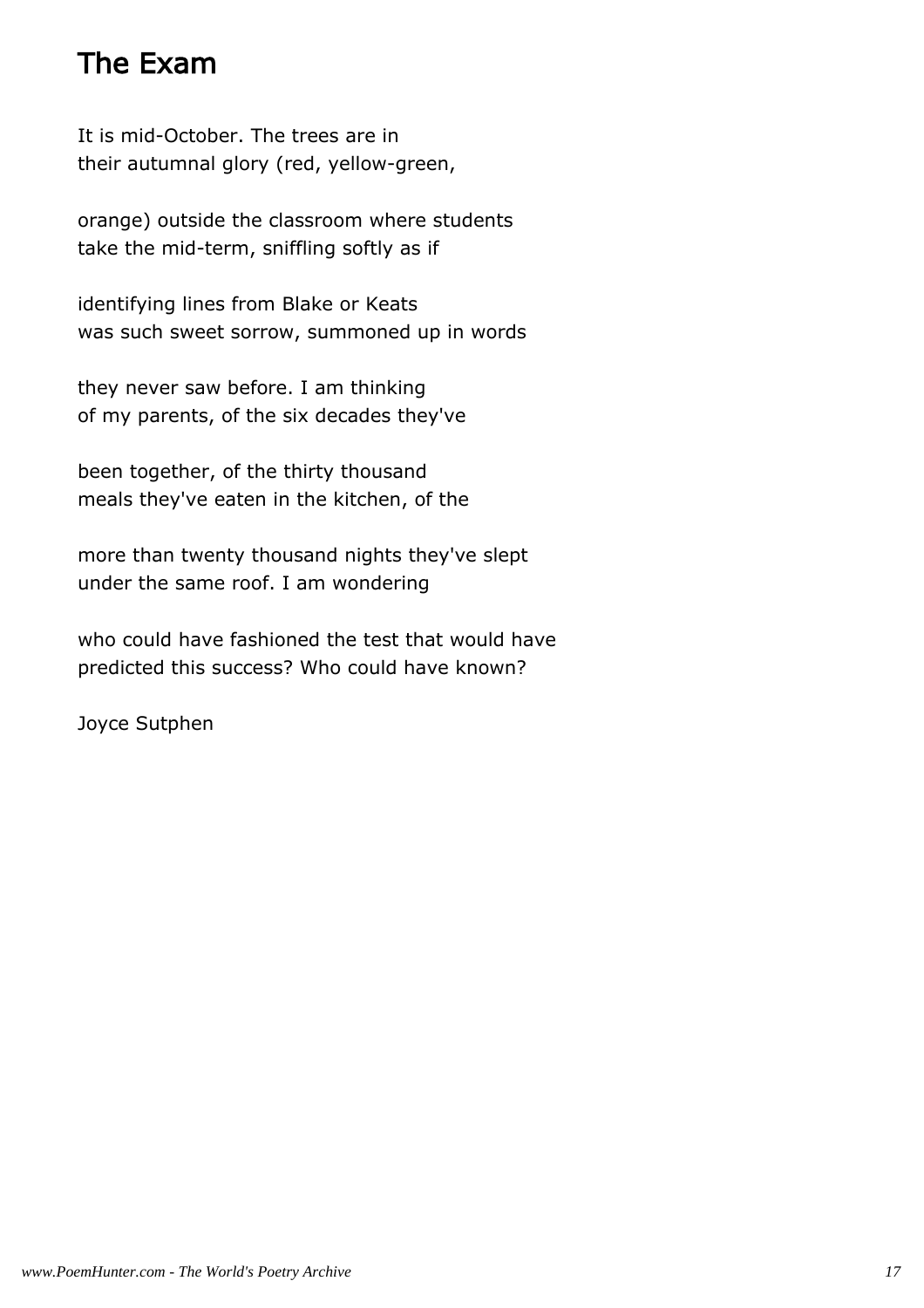# The Exam

It is mid-October. The trees are in
their autumnal glory (red, yellow-green,

orange) outside the classroom where students
take the mid-term, sniffling softly as if

identifying lines from Blake or Keats
was such sweet sorrow, summoned up in words

they never saw before. I am thinking
of my parents, of the six decades they've

been together, of the thirty thousand
meals they've eaten in the kitchen, of the

more than twenty thousand nights they've slept
under the same roof. I am wondering

who could have fashioned the test that would have
predicted this success? Who could have known?

Joyce Sutphen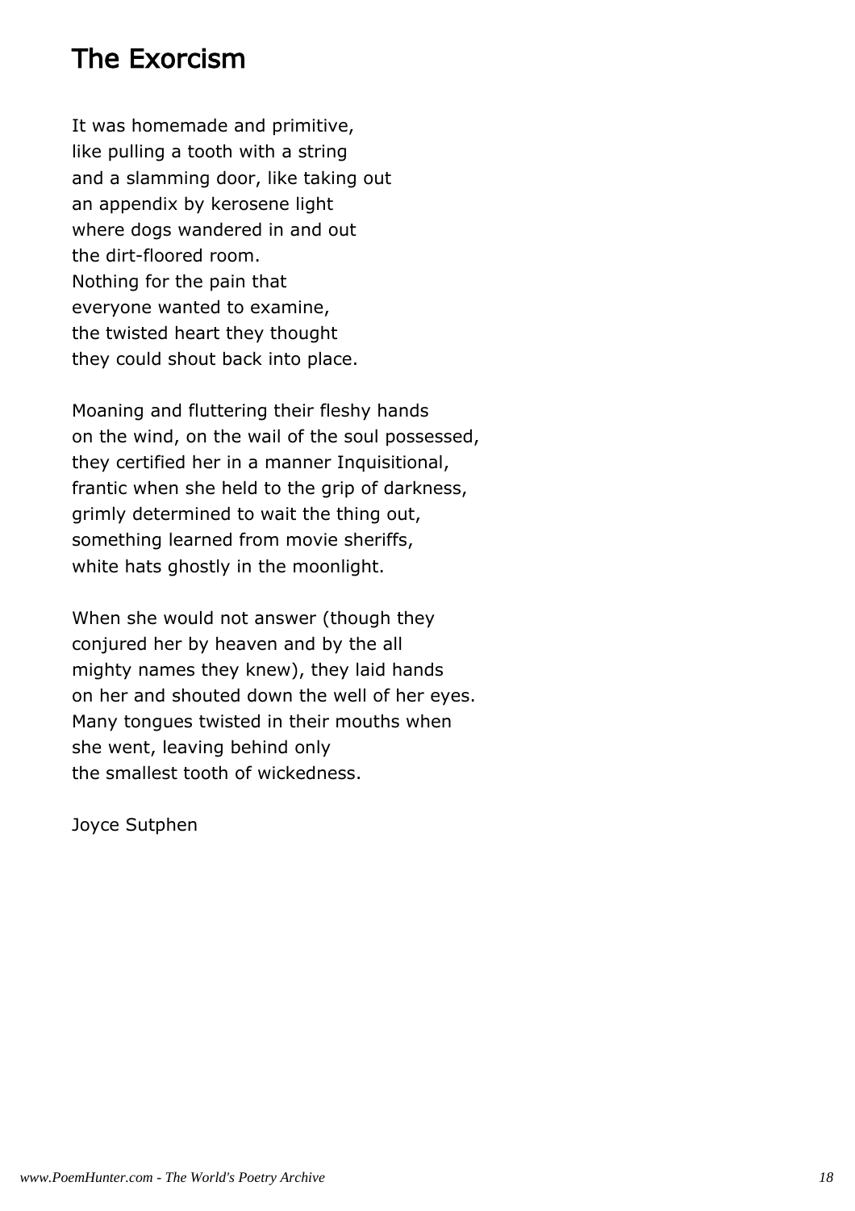## The Exorcism

It was homemade and primitive,
like pulling a tooth with a string
and a slamming door, like taking out
an appendix by kerosene light
where dogs wandered in and out
the dirt-floored room.
Nothing for the pain that
everyone wanted to examine,
the twisted heart they thought
they could shout back into place.

Moaning and fluttering their fleshy hands
on the wind, on the wail of the soul possessed,
they certified her in a manner Inquisitional,
frantic when she held to the grip of darkness,
grimly determined to wait the thing out,
something learned from movie sheriffs,
white hats ghostly in the moonlight.

When she would not answer (though they
conjured her by heaven and by the all
mighty names they knew), they laid hands
on her and shouted down the well of her eyes.
Many tongues twisted in their mouths when
she went, leaving behind only
the smallest tooth of wickedness.

Joyce Sutphen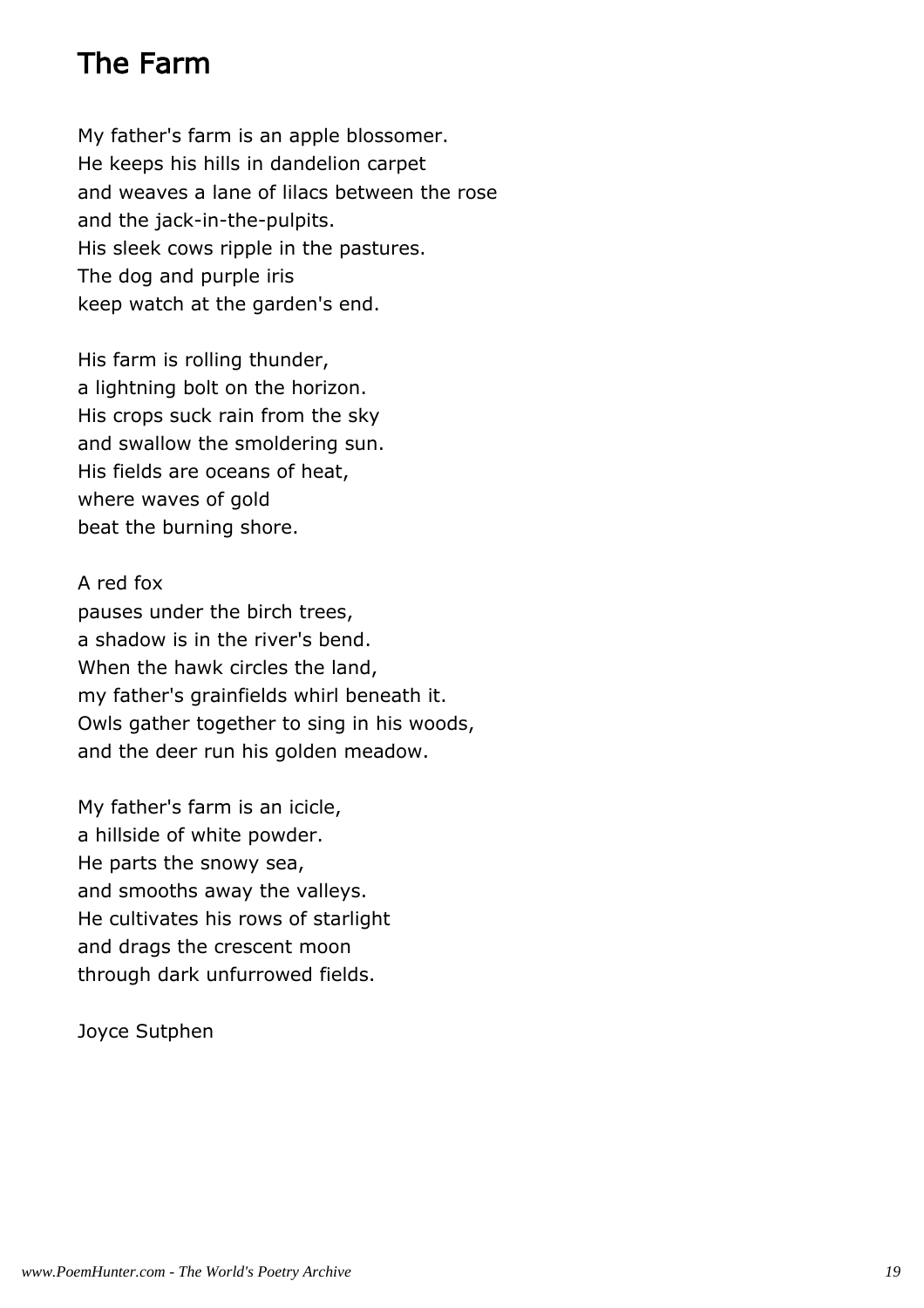# The Farm

My father's farm is an apple blossomer.
He keeps his hills in dandelion carpet
and weaves a lane of lilacs between the rose
and the jack-in-the-pulpits.
His sleek cows ripple in the pastures.
The dog and purple iris
keep watch at the garden's end.

His farm is rolling thunder,
a lightning bolt on the horizon.
His crops suck rain from the sky
and swallow the smoldering sun.
His fields are oceans of heat,
where waves of gold
beat the burning shore.

A red fox
pauses under the birch trees,
a shadow is in the river's bend.
When the hawk circles the land,
my father's grainfields whirl beneath it.
Owls gather together to sing in his woods,
and the deer run his golden meadow.

My father's farm is an icicle,
a hillside of white powder.
He parts the snowy sea,
and smooths away the valleys.
He cultivates his rows of starlight
and drags the crescent moon
through dark unfurrowed fields.

Joyce Sutphen